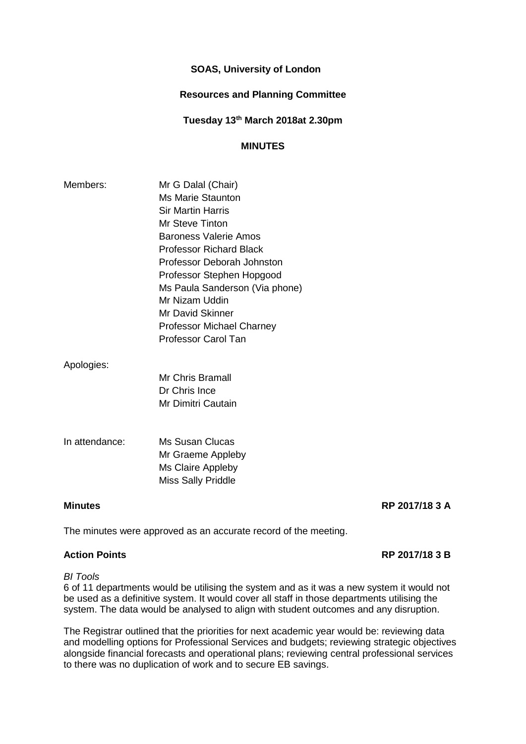**SOAS, University of London**

**Resources and Planning Committee**

**Tuesday 13th March 2018at 2.30pm**

**MINUTES**

Members: Mr G Dalal (Chair)
Ms Marie Staunton
Sir Martin Harris
Mr Steve Tinton
Baroness Valerie Amos
Professor Richard Black
Professor Deborah Johnston
Professor Stephen Hopgood
Ms Paula Sanderson (Via phone)
Mr Nizam Uddin
Mr David Skinner
Professor Michael Charney
Professor Carol Tan

Apologies:
Mr Chris Bramall
Dr Chris Ince
Mr Dimitri Cautain

In attendance: Ms Susan Clucas
Mr Graeme Appleby
Ms Claire Appleby
Miss Sally Priddle

**Minutes** **RP 2017/18 3 A**

The minutes were approved as an accurate record of the meeting.

**Action Points** **RP 2017/18 3 B**

*BI Tools*
6 of 11 departments would be utilising the system and as it was a new system it would not be used as a definitive system. It would cover all staff in those departments utilising the system. The data would be analysed to align with student outcomes and any disruption.

The Registrar outlined that the priorities for next academic year would be: reviewing data and modelling options for Professional Services and budgets; reviewing strategic objectives alongside financial forecasts and operational plans; reviewing central professional services to there was no duplication of work and to secure EB savings.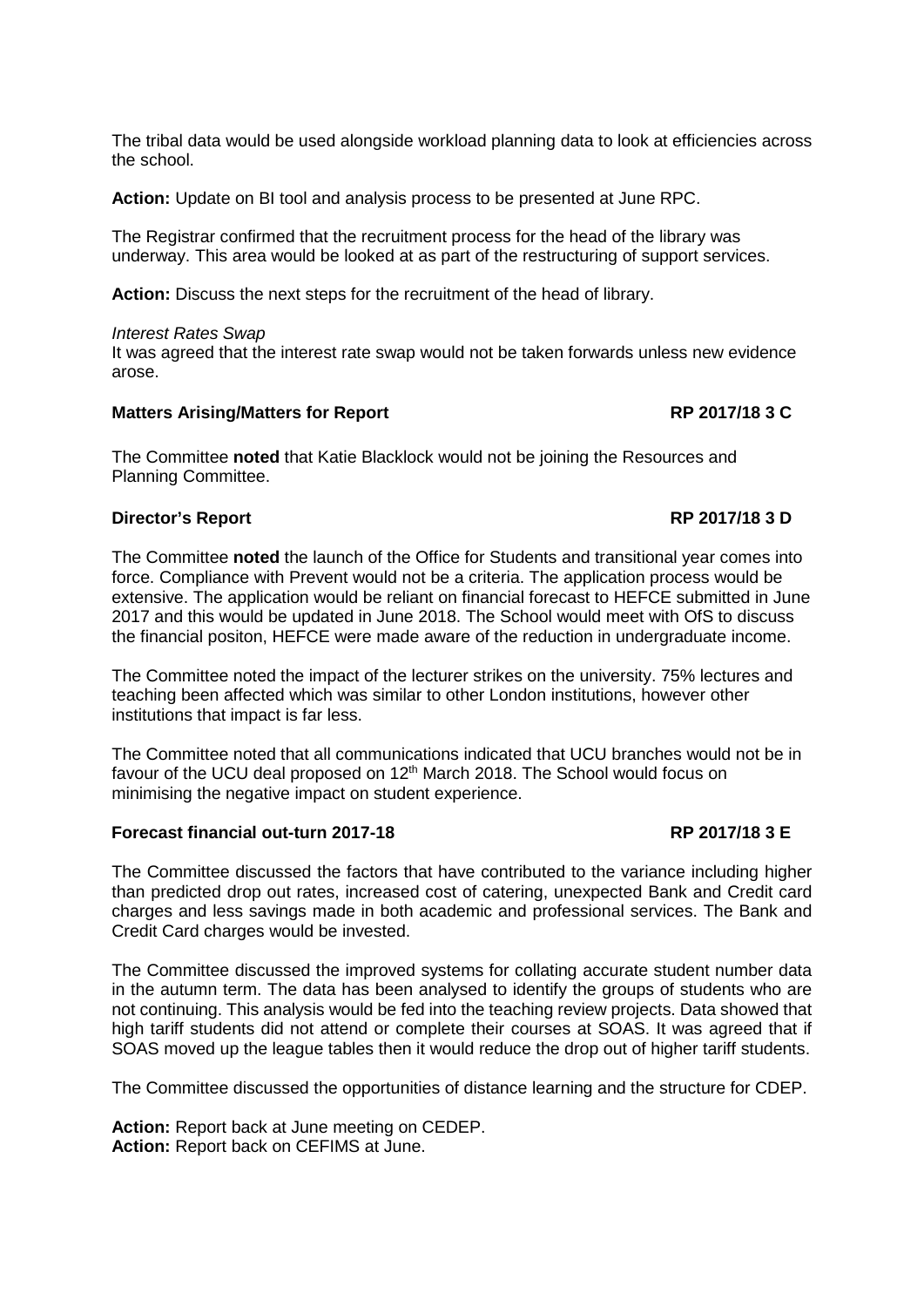The tribal data would be used alongside workload planning data to look at efficiencies across the school.

**Action:** Update on BI tool and analysis process to be presented at June RPC.

The Registrar confirmed that the recruitment process for the head of the library was underway. This area would be looked at as part of the restructuring of support services.

**Action:** Discuss the next steps for the recruitment of the head of library.

*Interest Rates Swap*
It was agreed that the interest rate swap would not be taken forwards unless new evidence arose.

**Matters Arising/Matters for Report** **RP 2017/18 3 C**

The Committee **noted** that Katie Blacklock would not be joining the Resources and Planning Committee.

**Director's Report** **RP 2017/18 3 D**

The Committee **noted** the launch of the Office for Students and transitional year comes into force. Compliance with Prevent would not be a criteria. The application process would be extensive. The application would be reliant on financial forecast to HEFCE submitted in June 2017 and this would be updated in June 2018. The School would meet with OfS to discuss the financial positon, HEFCE were made aware of the reduction in undergraduate income.

The Committee noted the impact of the lecturer strikes on the university. 75% lectures and teaching been affected which was similar to other London institutions, however other institutions that impact is far less.

The Committee noted that all communications indicated that UCU branches would not be in favour of the UCU deal proposed on 12th March 2018. The School would focus on minimising the negative impact on student experience.

**Forecast financial out-turn 2017-18** **RP 2017/18 3 E**

The Committee discussed the factors that have contributed to the variance including higher than predicted drop out rates, increased cost of catering, unexpected Bank and Credit card charges and less savings made in both academic and professional services. The Bank and Credit Card charges would be invested.

The Committee discussed the improved systems for collating accurate student number data in the autumn term. The data has been analysed to identify the groups of students who are not continuing. This analysis would be fed into the teaching review projects. Data showed that high tariff students did not attend or complete their courses at SOAS. It was agreed that if SOAS moved up the league tables then it would reduce the drop out of higher tariff students.

The Committee discussed the opportunities of distance learning and the structure for CDEP.

**Action:** Report back at June meeting on CEDEP.
**Action:** Report back on CEFIMS at June.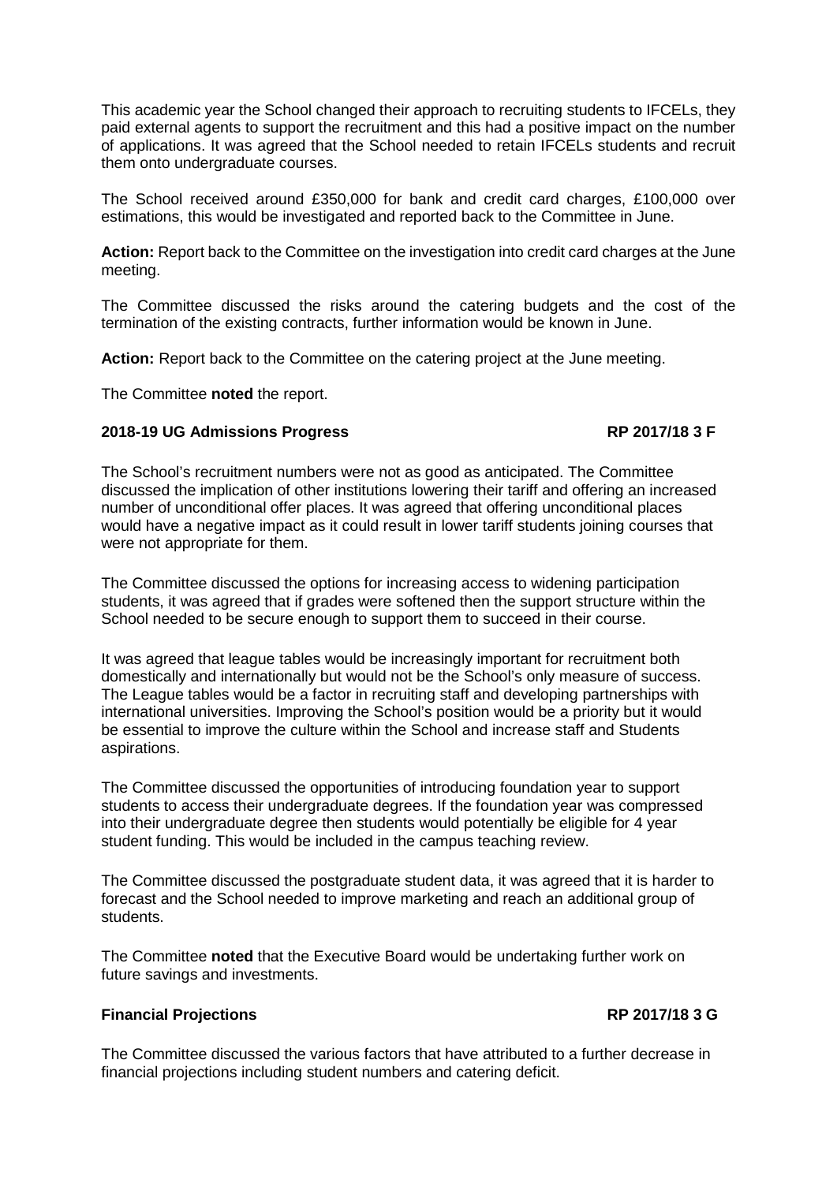This academic year the School changed their approach to recruiting students to IFCELs, they paid external agents to support the recruitment and this had a positive impact on the number of applications. It was agreed that the School needed to retain IFCELs students and recruit them onto undergraduate courses.

The School received around £350,000 for bank and credit card charges, £100,000 over estimations, this would be investigated and reported back to the Committee in June.

**Action:** Report back to the Committee on the investigation into credit card charges at the June meeting.

The Committee discussed the risks around the catering budgets and the cost of the termination of the existing contracts, further information would be known in June.

**Action:** Report back to the Committee on the catering project at the June meeting.

The Committee **noted** the report.

**2018-19 UG Admissions Progress** **RP 2017/18 3 F**

The School's recruitment numbers were not as good as anticipated. The Committee discussed the implication of other institutions lowering their tariff and offering an increased number of unconditional offer places. It was agreed that offering unconditional places would have a negative impact as it could result in lower tariff students joining courses that were not appropriate for them.

The Committee discussed the options for increasing access to widening participation students, it was agreed that if grades were softened then the support structure within the School needed to be secure enough to support them to succeed in their course.

It was agreed that league tables would be increasingly important for recruitment both domestically and internationally but would not be the School's only measure of success. The League tables would be a factor in recruiting staff and developing partnerships with international universities. Improving the School's position would be a priority but it would be essential to improve the culture within the School and increase staff and Students aspirations.

The Committee discussed the opportunities of introducing foundation year to support students to access their undergraduate degrees. If the foundation year was compressed into their undergraduate degree then students would potentially be eligible for 4 year student funding. This would be included in the campus teaching review.

The Committee discussed the postgraduate student data, it was agreed that it is harder to forecast and the School needed to improve marketing and reach an additional group of students.

The Committee **noted** that the Executive Board would be undertaking further work on future savings and investments.

**Financial Projections** **RP 2017/18 3 G**

The Committee discussed the various factors that have attributed to a further decrease in financial projections including student numbers and catering deficit.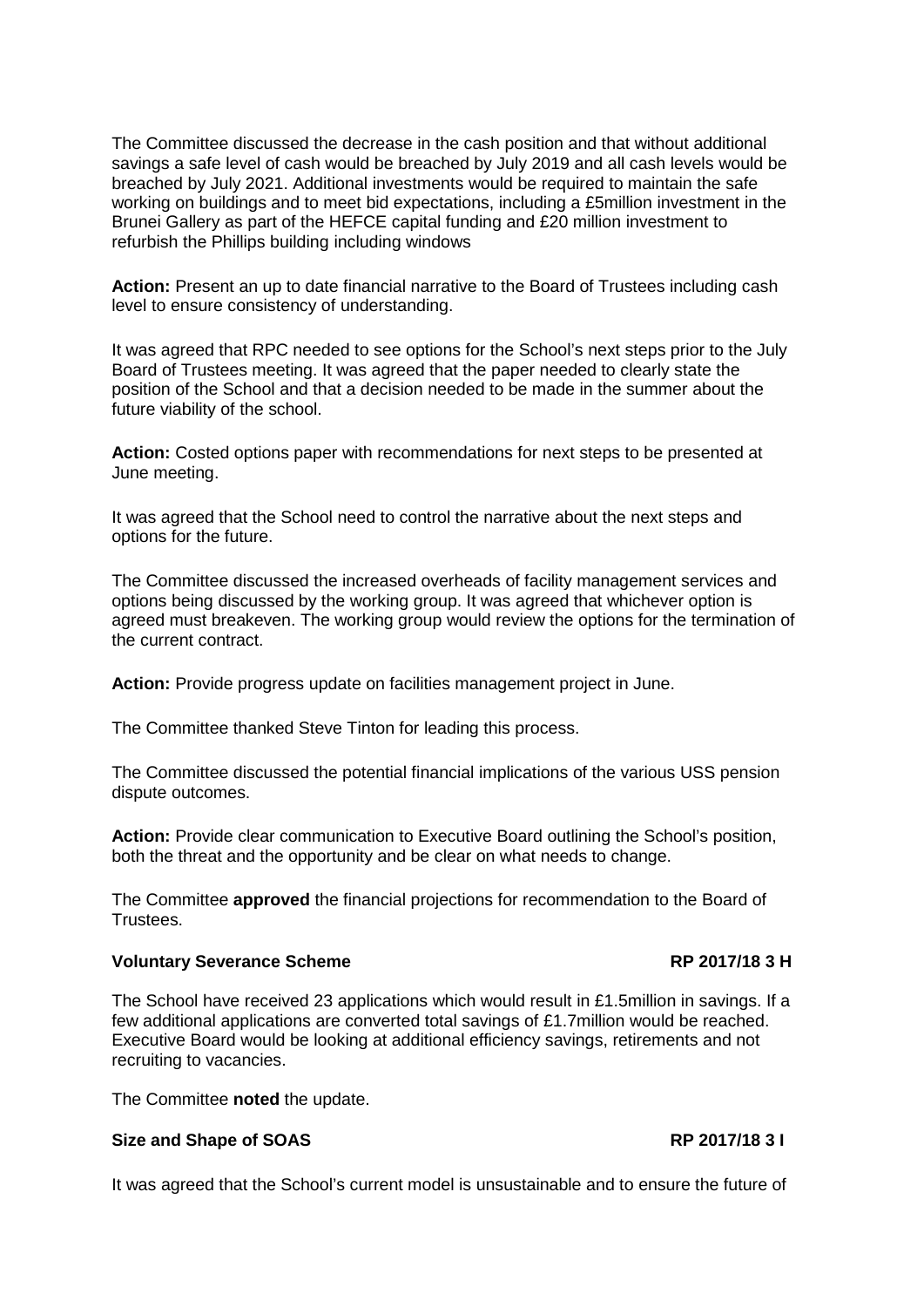The Committee discussed the decrease in the cash position and that without additional savings a safe level of cash would be breached by July 2019 and all cash levels would be breached by July 2021. Additional investments would be required to maintain the safe working on buildings and to meet bid expectations, including a £5million investment in the Brunei Gallery as part of the HEFCE capital funding and £20 million investment to refurbish the Phillips building including windows

**Action:** Present an up to date financial narrative to the Board of Trustees including cash level to ensure consistency of understanding.

It was agreed that RPC needed to see options for the School's next steps prior to the July Board of Trustees meeting. It was agreed that the paper needed to clearly state the position of the School and that a decision needed to be made in the summer about the future viability of the school.

**Action:** Costed options paper with recommendations for next steps to be presented at June meeting.

It was agreed that the School need to control the narrative about the next steps and options for the future.

The Committee discussed the increased overheads of facility management services and options being discussed by the working group. It was agreed that whichever option is agreed must breakeven. The working group would review the options for the termination of the current contract.

**Action:** Provide progress update on facilities management project in June.

The Committee thanked Steve Tinton for leading this process.

The Committee discussed the potential financial implications of the various USS pension dispute outcomes.

**Action:** Provide clear communication to Executive Board outlining the School's position, both the threat and the opportunity and be clear on what needs to change.

The Committee **approved** the financial projections for recommendation to the Board of Trustees.

**Voluntary Severance Scheme** **RP 2017/18 3 H**

The School have received 23 applications which would result in £1.5million in savings. If a few additional applications are converted total savings of £1.7million would be reached. Executive Board would be looking at additional efficiency savings, retirements and not recruiting to vacancies.

The Committee **noted** the update.

**Size and Shape of SOAS** **RP 2017/18 3 I**

It was agreed that the School's current model is unsustainable and to ensure the future of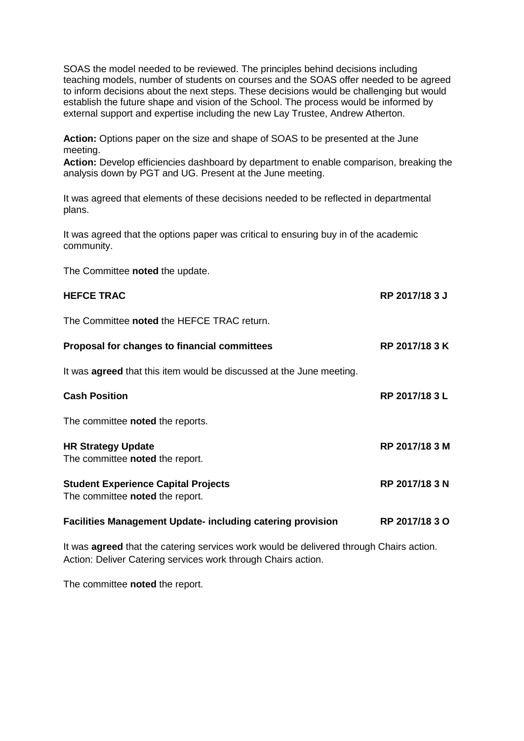SOAS the model needed to be reviewed. The principles behind decisions including teaching models, number of students on courses and the SOAS offer needed to be agreed to inform decisions about the next steps. These decisions would be challenging but would establish the future shape and vision of the School. The process would be informed by external support and expertise including the new Lay Trustee, Andrew Atherton.

**Action:** Options paper on the size and shape of SOAS to be presented at the June meeting.
**Action:** Develop efficiencies dashboard by department to enable comparison, breaking the analysis down by PGT and UG. Present at the June meeting.

It was agreed that elements of these decisions needed to be reflected in departmental plans.

It was agreed that the options paper was critical to ensuring buy in of the academic community.

The Committee **noted** the update.

**HEFCE TRAC** **RP 2017/18 3 J**

The Committee **noted** the HEFCE TRAC return.

**Proposal for changes to financial committees** **RP 2017/18 3 K**

It was **agreed** that this item would be discussed at the June meeting.

**Cash Position** **RP 2017/18 3 L**

The committee **noted** the reports.

**HR Strategy Update** **RP 2017/18 3 M**
The committee **noted** the report.

**Student Experience Capital Projects** **RP 2017/18 3 N**
The committee **noted** the report.

**Facilities Management Update- including catering provision** **RP 2017/18 3 O**

It was **agreed** that the catering services work would be delivered through Chairs action.
Action: Deliver Catering services work through Chairs action.

The committee **noted** the report.